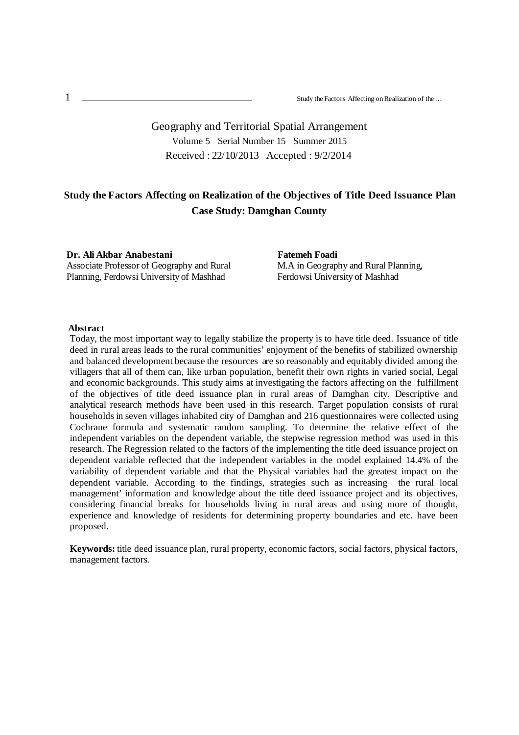Geography and Territorial Spatial Arrangement

Volume 5 Serial Number 15 Summer 2015

Received : 22/10/2013 Accepted : 9/2/2014

# Study the Factors Affecting on Realization of the Objectives of Title Deed Issuance Plan Case Study: Damghan County

**Dr. Ali Akbar Anabestani**
Associate Professor of Geography and Rural Planning, Ferdowsi University of Mashhad

**Fatemeh Foadi**
M.A in Geography and Rural Planning, Ferdowsi University of Mashhad

## Abstract

Today, the most important way to legally stabilize the property is to have title deed. Issuance of title deed in rural areas leads to the rural communities' enjoyment of the benefits of stabilized ownership and balanced development because the resources are so reasonably and equitably divided among the villagers that all of them can, like urban population, benefit their own rights in varied social, Legal and economic backgrounds. This study aims at investigating the factors affecting on the fulfillment of the objectives of title deed issuance plan in rural areas of Damghan city. Descriptive and analytical research methods have been used in this research. Target population consists of rural households in seven villages inhabited city of Damghan and 216 questionnaires were collected using Cochrane formula and systematic random sampling. To determine the relative effect of the independent variables on the dependent variable, the stepwise regression method was used in this research. The Regression related to the factors of the implementing the title deed issuance project on dependent variable reflected that the independent variables in the model explained 14.4% of the variability of dependent variable and that the Physical variables had the greatest impact on the dependent variable. According to the findings, strategies such as increasing the rural local management' information and knowledge about the title deed issuance project and its objectives, considering financial breaks for households living in rural areas and using more of thought, experience and knowledge of residents for determining property boundaries and etc. have been proposed.

**Keywords:** title deed issuance plan, rural property, economic factors, social factors, physical factors, management factors.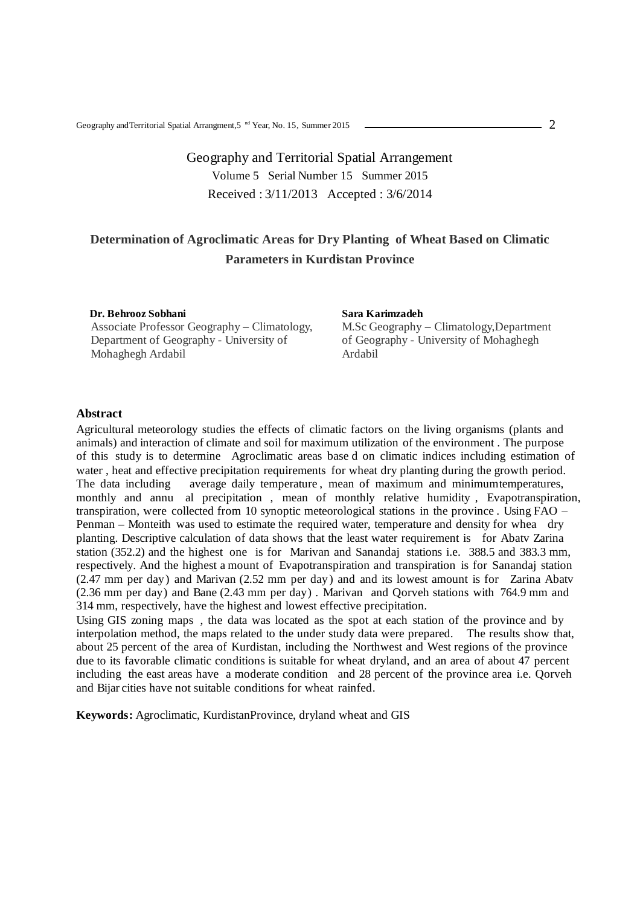Geography and Territorial Spatial Arrangement

Volume 5 Serial Number 15 Summer 2015

Received : 3/11/2013 Accepted : 3/6/2014

## Determination of Agroclimatic Areas for Dry Planting of Wheat Based on Climatic Parameters in Kurdistan Province

**Dr. Behrooz Sobhani**
Associate Professor Geography – Climatology, Department of Geography - University of Mohaghegh Ardabil

**Sara Karimzadeh**
M.Sc Geography – Climatology, Department of Geography - University of Mohaghegh Ardabil

### Abstract

Agricultural meteorology studies the effects of climatic factors on the living organisms (plants and animals) and interaction of climate and soil for maximum utilization of the environment . The purpose of this study is to determine Agroclimatic areas base d on climatic indices including estimation of water , heat and effective precipitation requirements for wheat dry planting during the growth period. The data including average daily temperature , mean of maximum and minimum temperatures, monthly and annu al precipitation , mean of monthly relative humidity , Evapotranspiration, transpiration, were collected from 10 synoptic meteorological stations in the province . Using FAO – Penman – Monteith was used to estimate the required water, temperature and density for whea dry planting. Descriptive calculation of data shows that the least water requirement is for Abatv Zarina station (352.2) and the highest one is for Marivan and Sanandaj stations i.e. 388.5 and 383.3 mm, respectively. And the highest a mount of Evapotranspiration and transpiration is for Sanandaj station (2.47 mm per day) and Marivan (2.52 mm per day) and and its lowest amount is for Zarina Abatv (2.36 mm per day) and Bane (2.43 mm per day) . Marivan and Qorveh stations with 764.9 mm and 314 mm, respectively, have the highest and lowest effective precipitation.

Using GIS zoning maps , the data was located as the spot at each station of the province and by interpolation method, the maps related to the under study data were prepared. The results show that, about 25 percent of the area of Kurdistan, including the Northwest and West regions of the province due to its favorable climatic conditions is suitable for wheat dryland, and an area of about 47 percent including the east areas have a moderate condition and 28 percent of the province area i.e. Qorveh and Bijar cities have not suitable conditions for wheat rainfed.

**Keywords:** Agroclimatic, KurdistanProvince, dryland wheat and GIS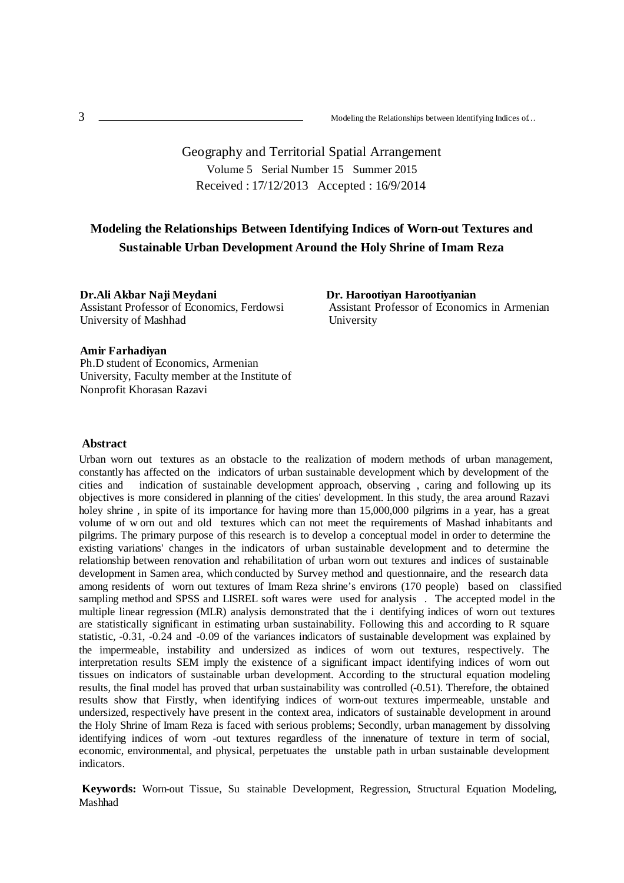Geography and Territorial Spatial Arrangement

Volume 5 Serial Number 15 Summer 2015

Received : 17/12/2013 Accepted : 16/9/2014

# Modeling the Relationships Between Identifying Indices of Worn-out Textures and Sustainable Urban Development Around the Holy Shrine of Imam Reza

**Dr.Ali Akbar Naji Meydani**
Assistant Professor of Economics, Ferdowsi University of Mashhad

**Dr. Harootiyan Harootiyanian**
Assistant Professor of Economics in Armenian University

**Amir Farhadiyan**
Ph.D student of Economics, Armenian University, Faculty member at the Institute of Nonprofit Khorasan Razavi

## Abstract

Urban worn out textures as an obstacle to the realization of modern methods of urban management, constantly has affected on the indicators of urban sustainable development which by development of the cities and indication of sustainable development approach, observing , caring and following up its objectives is more considered in planning of the cities' development. In this study, the area around Razavi holey shrine , in spite of its importance for having more than 15,000,000 pilgrims in a year, has a great volume of w orn out and old textures which can not meet the requirements of Mashad inhabitants and pilgrims. The primary purpose of this research is to develop a conceptual model in order to determine the existing variations' changes in the indicators of urban sustainable development and to determine the relationship between renovation and rehabilitation of urban worn out textures and indices of sustainable development in Samen area, which conducted by Survey method and questionnaire, and the research data among residents of worn out textures of Imam Reza shrine's environs (170 people) based on classified sampling method and SPSS and LISREL soft wares were used for analysis . The accepted model in the multiple linear regression (MLR) analysis demonstrated that the i dentifying indices of worn out textures are statistically significant in estimating urban sustainability. Following this and according to R square statistic, -0.31, -0.24 and -0.09 of the variances indicators of sustainable development was explained by the impermeable, instability and undersized as indices of worn out textures, respectively. The interpretation results SEM imply the existence of a significant impact identifying indices of worn out tissues on indicators of sustainable urban development. According to the structural equation modeling results, the final model has proved that urban sustainability was controlled (-0.51). Therefore, the obtained results show that Firstly, when identifying indices of worn-out textures impermeable, unstable and undersized, respectively have present in the context area, indicators of sustainable development in around the Holy Shrine of Imam Reza is faced with serious problems; Secondly, urban management by dissolving identifying indices of worn -out textures regardless of the innernature of texture in term of social, economic, environmental, and physical, perpetuates the unstable path in urban sustainable development indicators.

**Keywords:** Worn-out Tissue, Su stainable Development, Regression, Structural Equation Modeling, Mashhad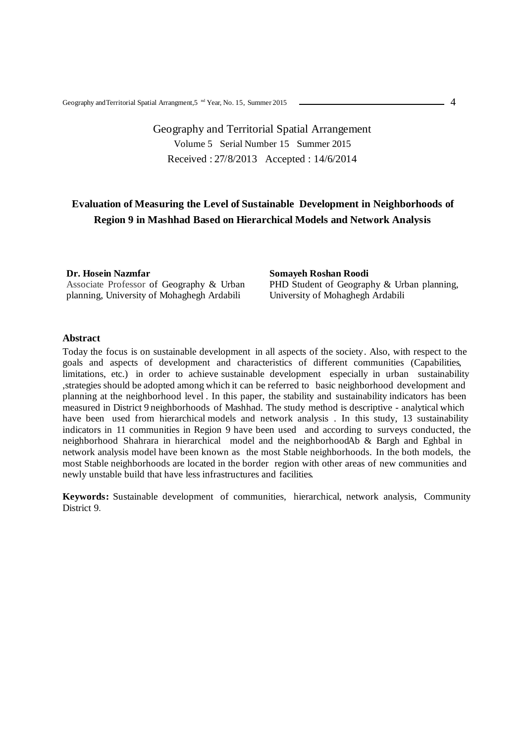Geography and Territorial Spatial Arrangement

Volume 5 Serial Number 15 Summer 2015

Received : 27/8/2013 Accepted : 14/6/2014

# Evaluation of Measuring the Level of Sustainable Development in Neighborhoods of Region 9 in Mashhad Based on Hierarchical Models and Network Analysis

**Dr. Hosein Nazmfar**
Associate Professor of Geography & Urban planning, University of Mohaghegh Ardabili

**Somayeh Roshan Roodi**
PHD Student of Geography & Urban planning, University of Mohaghegh Ardabili

## Abstract

Today the focus is on sustainable development in all aspects of the society. Also, with respect to the goals and aspects of development and characteristics of different communities (Capabilities, limitations, etc.) in order to achieve sustainable development especially in urban sustainability ,strategies should be adopted among which it can be referred to basic neighborhood development and planning at the neighborhood level . In this paper, the stability and sustainability indicators has been measured in District 9 neighborhoods of Mashhad. The study method is descriptive - analytical which have been used from hierarchical models and network analysis . In this study, 13 sustainability indicators in 11 communities in Region 9 have been used and according to surveys conducted, the neighborhood Shahrara in hierarchical model and the neighborhoodAb & Bargh and Eghbal in network analysis model have been known as the most Stable neighborhoods. In the both models, the most Stable neighborhoods are located in the border region with other areas of new communities and newly unstable build that have less infrastructures and facilities.

**Keywords:** Sustainable development of communities, hierarchical, network analysis, Community District 9.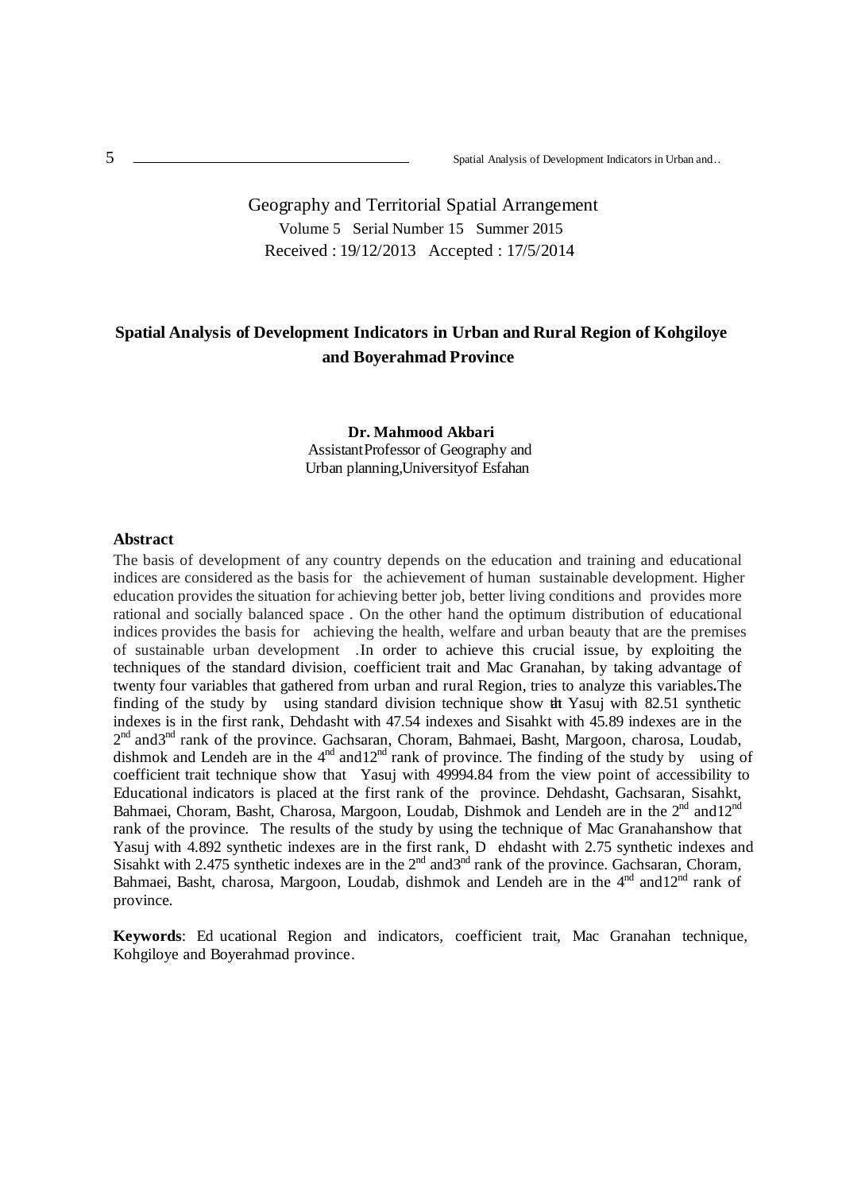Geography and Territorial Spatial Arrangement

Volume 5 Serial Number 15 Summer 2015

Received : 19/12/2013 Accepted : 17/5/2014

# Spatial Analysis of Development Indicators in Urban and Rural Region of Kohgiloye and Boyerahmad Province

**Dr. Mahmood Akbari**

Assistant Professor of Geography and Urban planning, University of Esfahan

## Abstract

The basis of development of any country depends on the education and training and educational indices are considered as the basis for the achievement of human sustainable development. Higher education provides the situation for achieving better job, better living conditions and provides more rational and socially balanced space . On the other hand the optimum distribution of educational indices provides the basis for achieving the health, welfare and urban beauty that are the premises of sustainable urban development .In order to achieve this crucial issue, by exploiting the techniques of the standard division, coefficient trait and Mac Granahan, by taking advantage of twenty four variables that gathered from urban and rural Region, tries to analyze this variables**.**The finding of the study by using standard division technique show that Yasuj with 82.51 synthetic indexes is in the first rank, Dehdasht with 47.54 indexes and Sisahkt with 45.89 indexes are in the 2nd and3nd rank of the province. Gachsaran, Choram, Bahmaei, Basht, Margoon, charosa, Loudab, dishmok and Lendeh are in the 4nd and12nd rank of province. The finding of the study by using of coefficient trait technique show that Yasuj with 49994.84 from the view point of accessibility to Educational indicators is placed at the first rank of the province. Dehdasht, Gachsaran, Sisahkt, Bahmaei, Choram, Basht, Charosa, Margoon, Loudab, Dishmok and Lendeh are in the 2nd and12nd rank of the province. The results of the study by using the technique of Mac Granahanshow that Yasuj with 4.892 synthetic indexes are in the first rank, D ehdasht with 2.75 synthetic indexes and Sisahkt with 2.475 synthetic indexes are in the 2nd and3nd rank of the province. Gachsaran, Choram, Bahmaei, Basht, charosa, Margoon, Loudab, dishmok and Lendeh are in the 4nd and12nd rank of province.

**Keywords**: Ed ucational Region and indicators, coefficient trait, Mac Granahan technique, Kohgiloye and Boyerahmad province.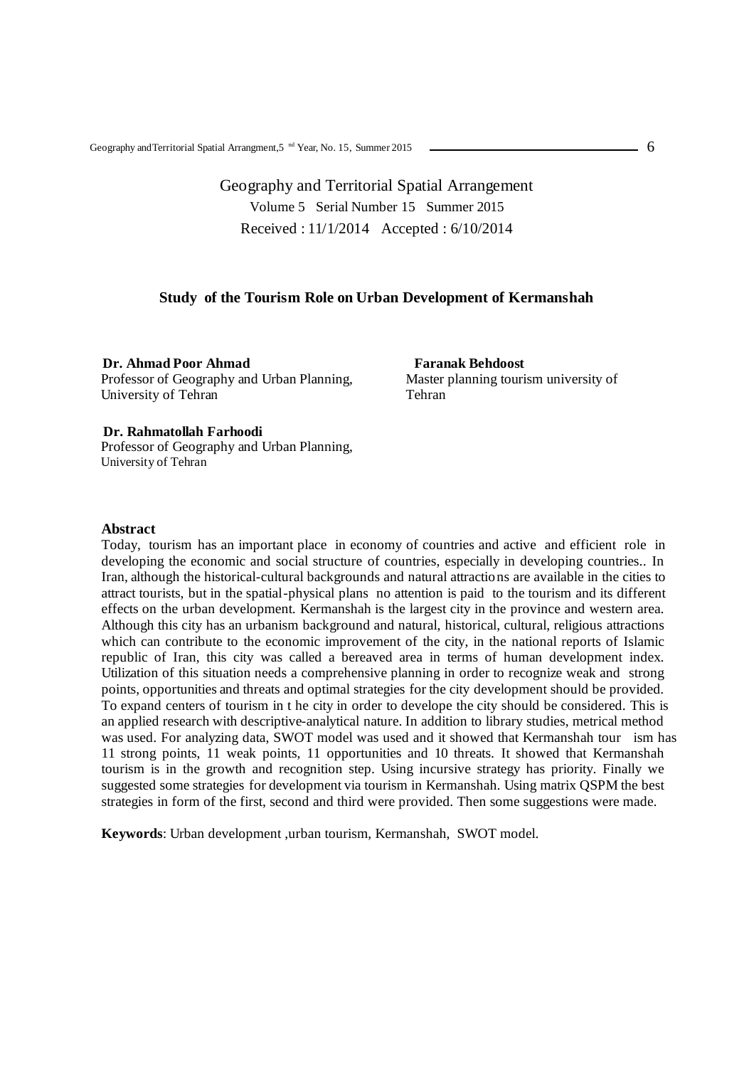Geography and Territorial Spatial Arrangement

Volume 5 Serial Number 15 Summer 2015

Received : 11/1/2014 Accepted : 6/10/2014

## Study of the Tourism Role on Urban Development of Kermanshah

**Dr. Ahmad Poor Ahmad**
Professor of Geography and Urban Planning, University of Tehran

**Faranak Behdoost**
Master planning tourism university of Tehran

**Dr. Rahmatollah Farhoodi**
Professor of Geography and Urban Planning, University of Tehran

### Abstract

Today, tourism has an important place in economy of countries and active and efficient role in developing the economic and social structure of countries, especially in developing countries.. In Iran, although the historical-cultural backgrounds and natural attractions are available in the cities to attract tourists, but in the spatial-physical plans no attention is paid to the tourism and its different effects on the urban development. Kermanshah is the largest city in the province and western area. Although this city has an urbanism background and natural, historical, cultural, religious attractions which can contribute to the economic improvement of the city, in the national reports of Islamic republic of Iran, this city was called a bereaved area in terms of human development index. Utilization of this situation needs a comprehensive planning in order to recognize weak and strong points, opportunities and threats and optimal strategies for the city development should be provided. To expand centers of tourism in t he city in order to develope the city should be considered. This is an applied research with descriptive-analytical nature. In addition to library studies, metrical method was used. For analyzing data, SWOT model was used and it showed that Kermanshah tour ism has 11 strong points, 11 weak points, 11 opportunities and 10 threats. It showed that Kermanshah tourism is in the growth and recognition step. Using incursive strategy has priority. Finally we suggested some strategies for development via tourism in Kermanshah. Using matrix QSPM the best strategies in form of the first, second and third were provided. Then some suggestions were made.

**Keywords**: Urban development ,urban tourism, Kermanshah, SWOT model.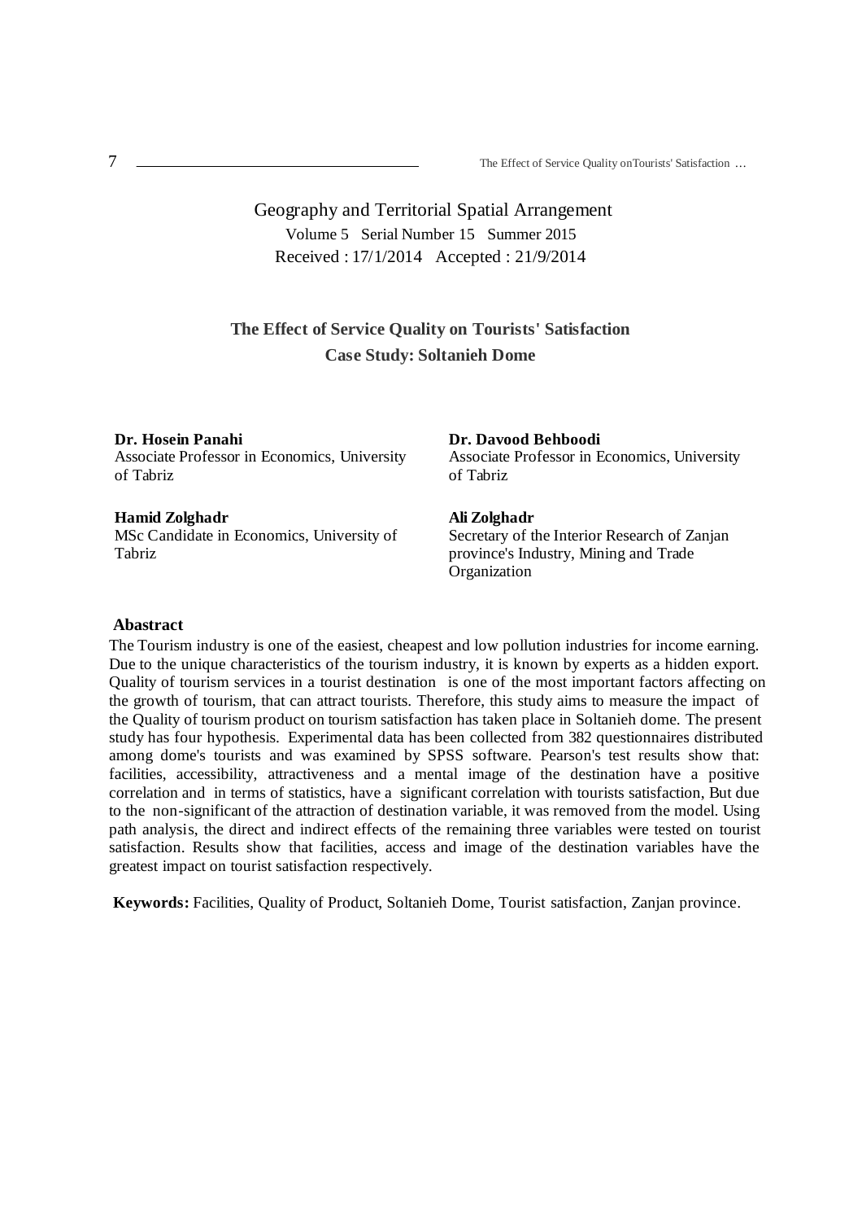Geography and Territorial Spatial Arrangement

Volume 5 Serial Number 15 Summer 2015

Received : 17/1/2014 Accepted : 21/9/2014

# The Effect of Service Quality on Tourists' Satisfaction
## Case Study: Soltanieh Dome

**Dr. Hosein Panahi**
Associate Professor in Economics, University of Tabriz

**Dr. Davood Behboodi**
Associate Professor in Economics, University of Tabriz

**Hamid Zolghadr**
MSc Candidate in Economics, University of Tabriz

**Ali Zolghadr**
Secretary of the Interior Research of Zanjan province's Industry, Mining and Trade Organization

### Abastract

The Tourism industry is one of the easiest, cheapest and low pollution industries for income earning. Due to the unique characteristics of the tourism industry, it is known by experts as a hidden export. Quality of tourism services in a tourist destination is one of the most important factors affecting on the growth of tourism, that can attract tourists. Therefore, this study aims to measure the impact of the Quality of tourism product on tourism satisfaction has taken place in Soltanieh dome. The present study has four hypothesis. Experimental data has been collected from 382 questionnaires distributed among dome's tourists and was examined by SPSS software. Pearson's test results show that: facilities, accessibility, attractiveness and a mental image of the destination have a positive correlation and in terms of statistics, have a significant correlation with tourists satisfaction, But due to the non-significant of the attraction of destination variable, it was removed from the model. Using path analysis, the direct and indirect effects of the remaining three variables were tested on tourist satisfaction. Results show that facilities, access and image of the destination variables have the greatest impact on tourist satisfaction respectively.

**Keywords:** Facilities, Quality of Product, Soltanieh Dome, Tourist satisfaction, Zanjan province.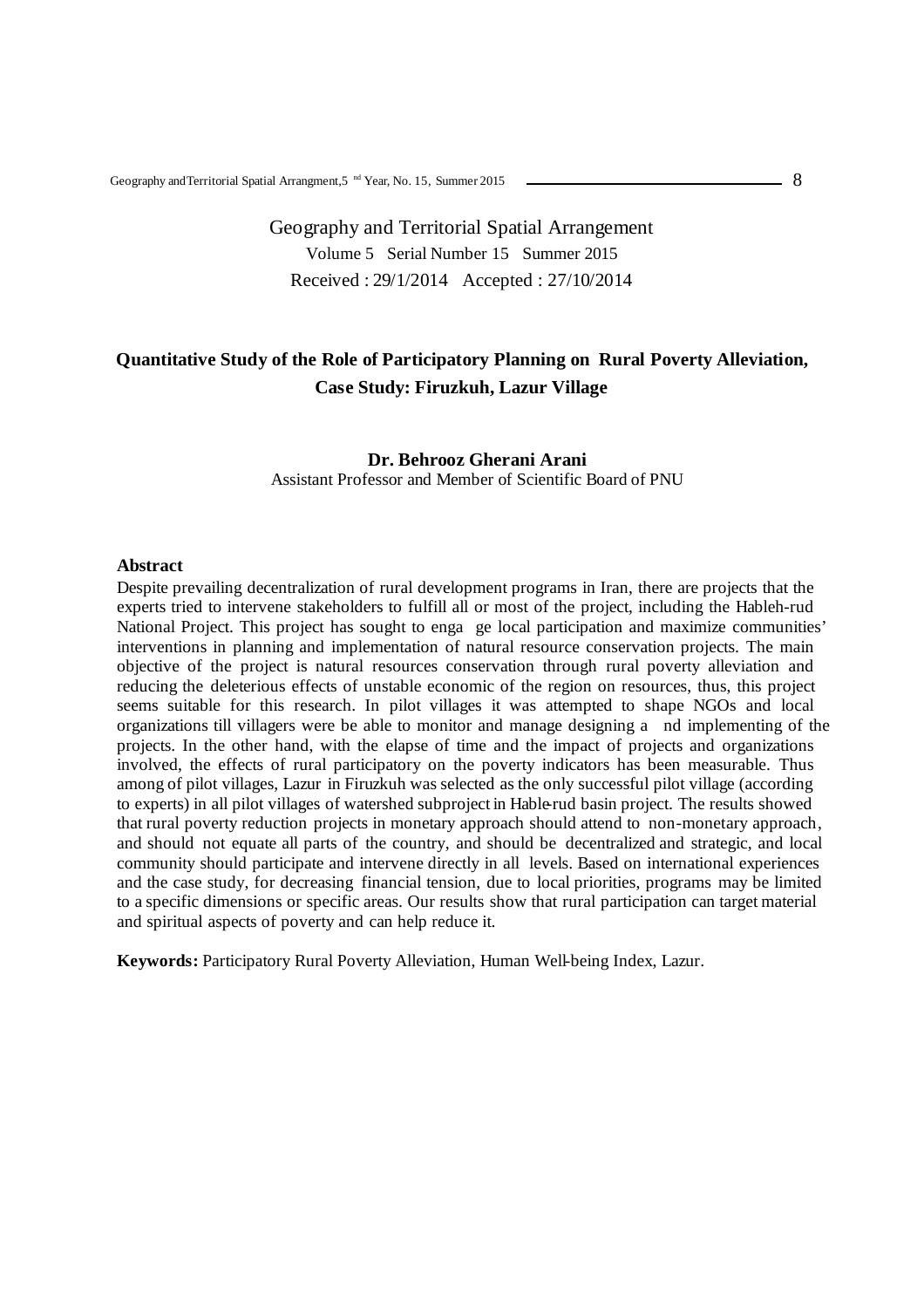Geography and Territorial Spatial Arrangement

Volume 5 Serial Number 15 Summer 2015

Received : 29/1/2014 Accepted : 27/10/2014

# Quantitative Study of the Role of Participatory Planning on Rural Poverty Alleviation, Case Study: Firuzkuh, Lazur Village

**Dr. Behrooz Gherani Arani**

Assistant Professor and Member of Scientific Board of PNU

## Abstract

Despite prevailing decentralization of rural development programs in Iran, there are projects that the experts tried to intervene stakeholders to fulfill all or most of the project, including the Hableh-rud National Project. This project has sought to enga ge local participation and maximize communities' interventions in planning and implementation of natural resource conservation projects. The main objective of the project is natural resources conservation through rural poverty alleviation and reducing the deleterious effects of unstable economic of the region on resources, thus, this project seems suitable for this research. In pilot villages it was attempted to shape NGOs and local organizations till villagers were be able to monitor and manage designing a nd implementing of the projects. In the other hand, with the elapse of time and the impact of projects and organizations involved, the effects of rural participatory on the poverty indicators has been measurable. Thus among of pilot villages, Lazur in Firuzkuh was selected as the only successful pilot village (according to experts) in all pilot villages of watershed subproject in Hable-rud basin project. The results showed that rural poverty reduction projects in monetary approach should attend to non-monetary approach, and should not equate all parts of the country, and should be decentralized and strategic, and local community should participate and intervene directly in all levels. Based on international experiences and the case study, for decreasing financial tension, due to local priorities, programs may be limited to a specific dimensions or specific areas. Our results show that rural participation can target material and spiritual aspects of poverty and can help reduce it.

**Keywords:** Participatory Rural Poverty Alleviation, Human Well-being Index, Lazur.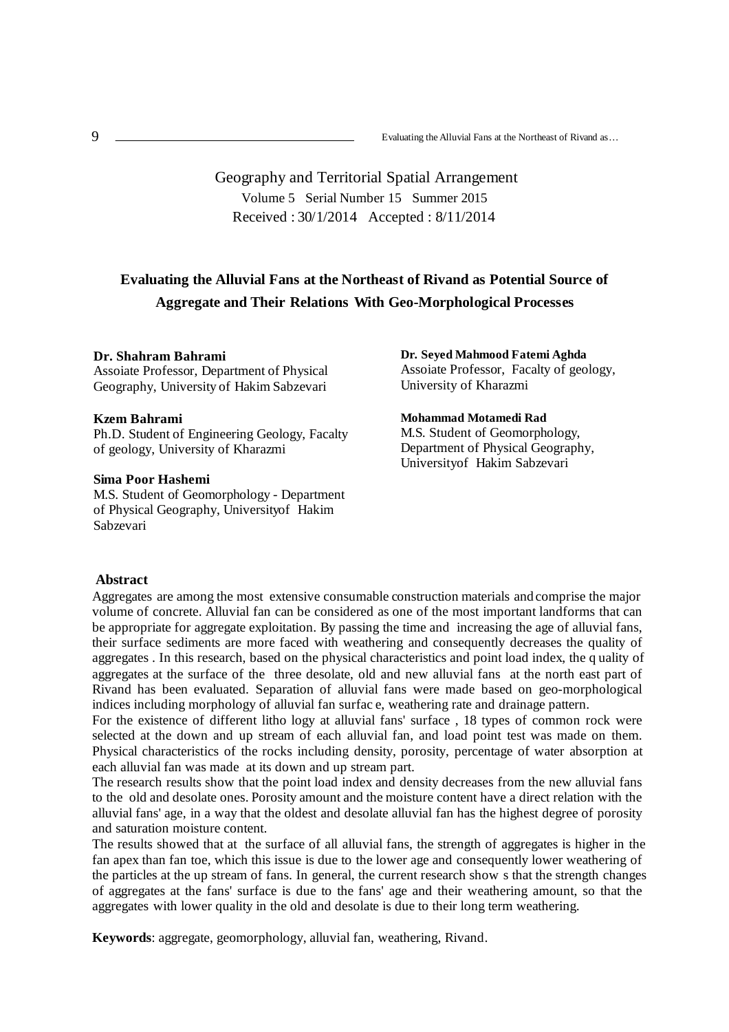Geography and Territorial Spatial Arrangement

Volume 5 Serial Number 15 Summer 2015

Received : 30/1/2014 Accepted : 8/11/2014

# Evaluating the Alluvial Fans at the Northeast of Rivand as Potential Source of Aggregate and Their Relations With Geo-Morphological Processes

**Dr. Shahram Bahrami**
Assoiate Professor, Department of Physical Geography, University of Hakim Sabzevari

**Kzem Bahrami**
Ph.D. Student of Engineering Geology, Facalty of geology, University of Kharazmi

**Sima Poor Hashemi**
M.S. Student of Geomorphology - Department of Physical Geography, Universityof Hakim Sabzevari

**Dr. Seyed Mahmood Fatemi Aghda**
Assoiate Professor, Facalty of geology, University of Kharazmi

**Mohammad Motamedi Rad**
M.S. Student of Geomorphology, Department of Physical Geography, Universityof Hakim Sabzevari

## Abstract

Aggregates are among the most extensive consumable construction materials and comprise the major volume of concrete. Alluvial fan can be considered as one of the most important landforms that can be appropriate for aggregate exploitation. By passing the time and increasing the age of alluvial fans, their surface sediments are more faced with weathering and consequently decreases the quality of aggregates . In this research, based on the physical characteristics and point load index, the q uality of aggregates at the surface of the three desolate, old and new alluvial fans at the north east part of Rivand has been evaluated. Separation of alluvial fans were made based on geo-morphological indices including morphology of alluvial fan surfac e, weathering rate and drainage pattern.

For the existence of different litho logy at alluvial fans' surface , 18 types of common rock were selected at the down and up stream of each alluvial fan, and load point test was made on them. Physical characteristics of the rocks including density, porosity, percentage of water absorption at each alluvial fan was made at its down and up stream part.

The research results show that the point load index and density decreases from the new alluvial fans to the old and desolate ones. Porosity amount and the moisture content have a direct relation with the alluvial fans' age, in a way that the oldest and desolate alluvial fan has the highest degree of porosity and saturation moisture content.

The results showed that at the surface of all alluvial fans, the strength of aggregates is higher in the fan apex than fan toe, which this issue is due to the lower age and consequently lower weathering of the particles at the up stream of fans. In general, the current research show s that the strength changes of aggregates at the fans' surface is due to the fans' age and their weathering amount, so that the aggregates with lower quality in the old and desolate is due to their long term weathering.

**Keywords**: aggregate, geomorphology, alluvial fan, weathering, Rivand.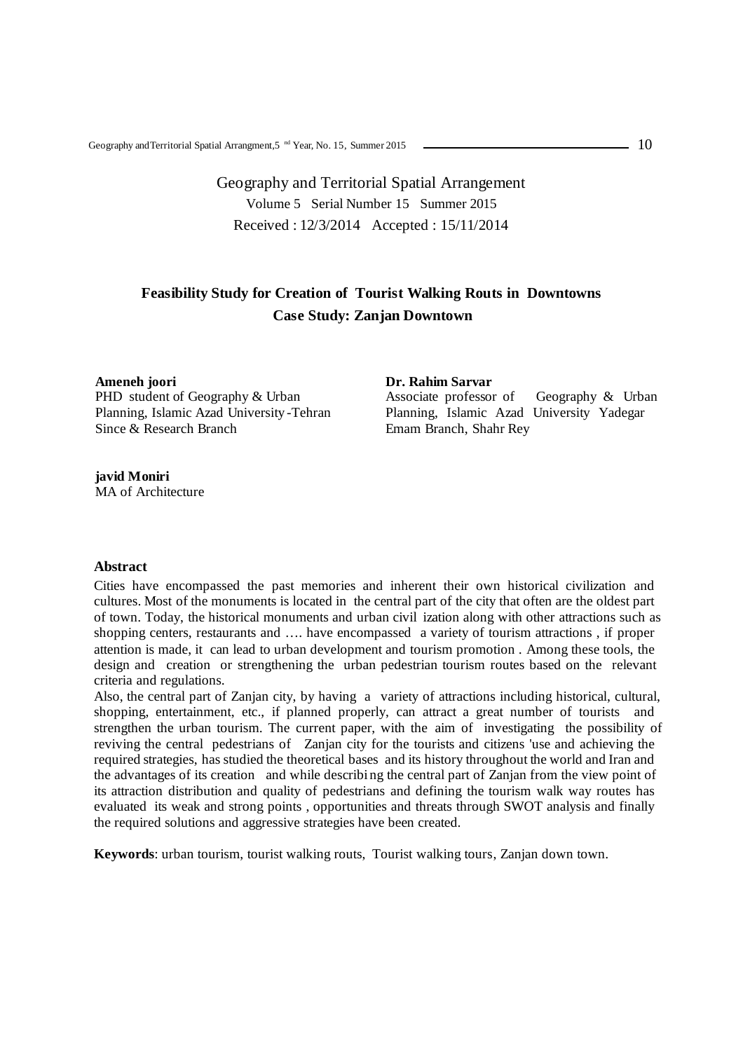Geography and Territorial Spatial Arrangement

Volume 5 Serial Number 15 Summer 2015

Received : 12/3/2014 Accepted : 15/11/2014

# Feasibility Study for Creation of Tourist Walking Routs in Downtowns Case Study: Zanjan Downtown

**Ameneh joori**
PHD student of Geography & Urban Planning, Islamic Azad University-Tehran Since & Research Branch

**Dr. Rahim Sarvar**
Associate professor of Geography & Urban Planning, Islamic Azad University Yadegar Emam Branch, Shahr Rey

**javid Moniri**
MA of Architecture

## Abstract

Cities have encompassed the past memories and inherent their own historical civilization and cultures. Most of the monuments is located in the central part of the city that often are the oldest part of town. Today, the historical monuments and urban civil ization along with other attractions such as shopping centers, restaurants and …. have encompassed a variety of tourism attractions , if proper attention is made, it can lead to urban development and tourism promotion . Among these tools, the design and creation or strengthening the urban pedestrian tourism routes based on the relevant criteria and regulations.

Also, the central part of Zanjan city, by having a variety of attractions including historical, cultural, shopping, entertainment, etc., if planned properly, can attract a great number of tourists and strengthen the urban tourism. The current paper, with the aim of investigating the possibility of reviving the central pedestrians of Zanjan city for the tourists and citizens 'use and achieving the required strategies, has studied the theoretical bases and its history throughout the world and Iran and the advantages of its creation and while describi ng the central part of Zanjan from the view point of its attraction distribution and quality of pedestrians and defining the tourism walk way routes has evaluated its weak and strong points , opportunities and threats through SWOT analysis and finally the required solutions and aggressive strategies have been created.

**Keywords**: urban tourism, tourist walking routs, Tourist walking tours, Zanjan down town.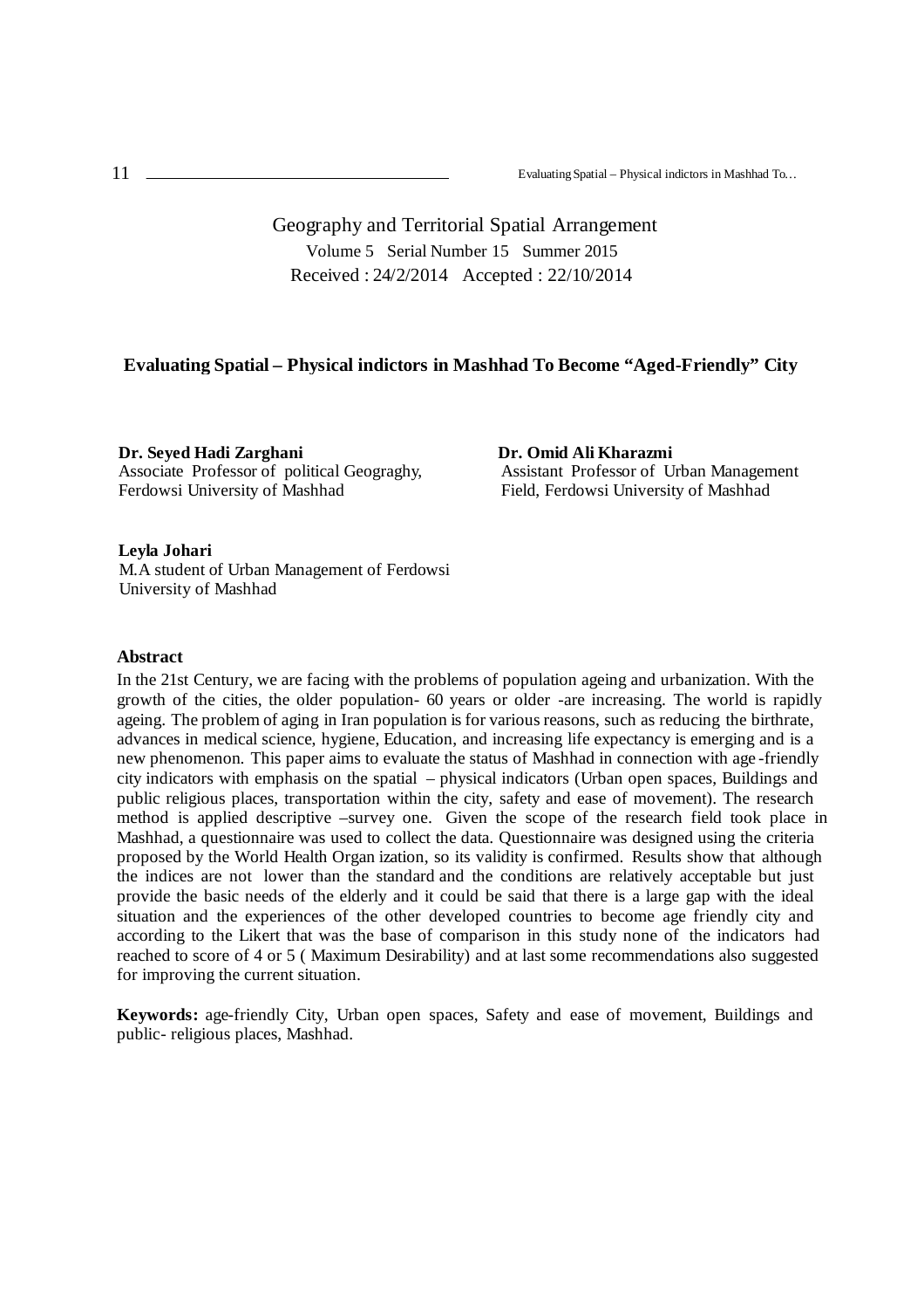Geography and Territorial Spatial Arrangement

Volume 5 Serial Number 15 Summer 2015

Received : 24/2/2014 Accepted : 22/10/2014

# Evaluating Spatial – Physical indictors in Mashhad To Become "Aged-Friendly" City

**Dr. Seyed Hadi Zarghani**
Associate Professor of political Geograghy, Ferdowsi University of Mashhad

**Dr. Omid Ali Kharazmi**
Assistant Professor of Urban Management Field, Ferdowsi University of Mashhad

**Leyla Johari**
M.A student of Urban Management of Ferdowsi University of Mashhad

## Abstract

In the 21st Century, we are facing with the problems of population ageing and urbanization. With the growth of the cities, the older population- 60 years or older -are increasing. The world is rapidly ageing. The problem of aging in Iran population is for various reasons, such as reducing the birthrate, advances in medical science, hygiene, Education, and increasing life expectancy is emerging and is a new phenomenon. This paper aims to evaluate the status of Mashhad in connection with age-friendly city indicators with emphasis on the spatial – physical indicators (Urban open spaces, Buildings and public religious places, transportation within the city, safety and ease of movement). The research method is applied descriptive –survey one. Given the scope of the research field took place in Mashhad, a questionnaire was used to collect the data. Questionnaire was designed using the criteria proposed by the World Health Organ ization, so its validity is confirmed. Results show that although the indices are not lower than the standard and the conditions are relatively acceptable but just provide the basic needs of the elderly and it could be said that there is a large gap with the ideal situation and the experiences of the other developed countries to become age friendly city and according to the Likert that was the base of comparison in this study none of the indicators had reached to score of 4 or 5 ( Maximum Desirability) and at last some recommendations also suggested for improving the current situation.

**Keywords:** age-friendly City, Urban open spaces, Safety and ease of movement, Buildings and public- religious places, Mashhad.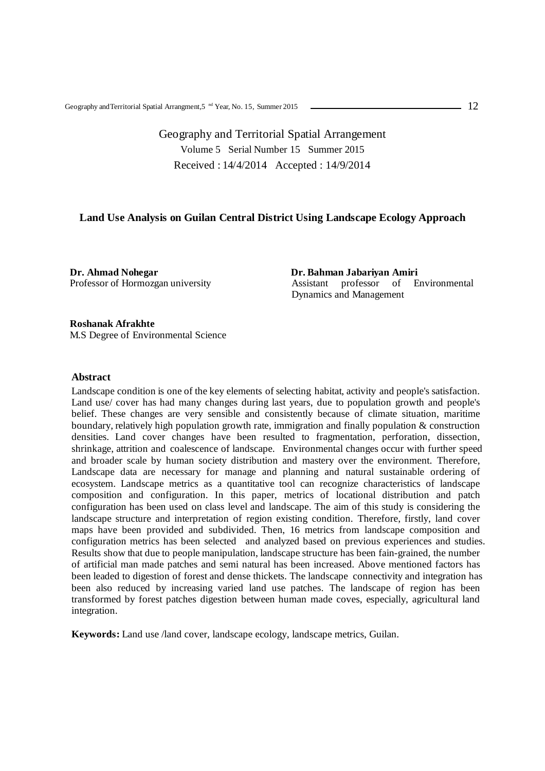Geography and Territorial Spatial Arrangement

Volume 5 Serial Number 15 Summer 2015

Received : 14/4/2014 Accepted : 14/9/2014

## Land Use Analysis on Guilan Central District Using Landscape Ecology Approach

**Dr. Ahmad Nohegar**
Professor of Hormozgan university

**Dr. Bahman Jabariyan Amiri**
Assistant professor of Environmental Dynamics and Management

**Roshanak Afrakhte**
M.S Degree of Environmental Science

### Abstract

Landscape condition is one of the key elements of selecting habitat, activity and people's satisfaction. Land use/ cover has had many changes during last years, due to population growth and people's belief. These changes are very sensible and consistently because of climate situation, maritime boundary, relatively high population growth rate, immigration and finally population & construction densities. Land cover changes have been resulted to fragmentation, perforation, dissection, shrinkage, attrition and coalescence of landscape. Environmental changes occur with further speed and broader scale by human society distribution and mastery over the environment. Therefore, Landscape data are necessary for manage and planning and natural sustainable ordering of ecosystem. Landscape metrics as a quantitative tool can recognize characteristics of landscape composition and configuration. In this paper, metrics of locational distribution and patch configuration has been used on class level and landscape. The aim of this study is considering the landscape structure and interpretation of region existing condition. Therefore, firstly, land cover maps have been provided and subdivided. Then, 16 metrics from landscape composition and configuration metrics has been selected and analyzed based on previous experiences and studies. Results show that due to people manipulation, landscape structure has been fain-grained, the number of artificial man made patches and semi natural has been increased. Above mentioned factors has been leaded to digestion of forest and dense thickets. The landscape connectivity and integration has been also reduced by increasing varied land use patches. The landscape of region has been transformed by forest patches digestion between human made coves, especially, agricultural land integration.

**Keywords:** Land use /land cover, landscape ecology, landscape metrics, Guilan.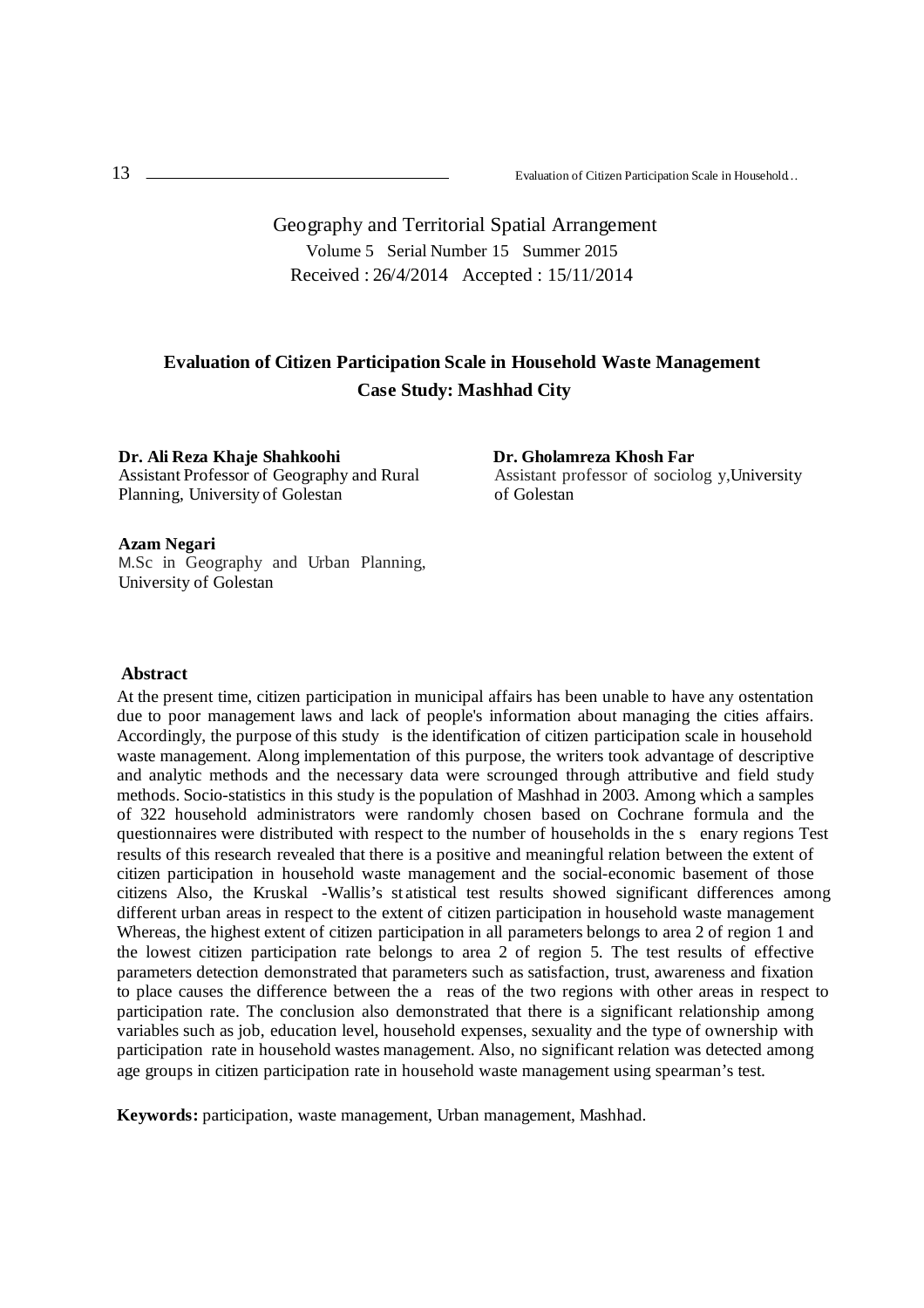Geography and Territorial Spatial Arrangement

Volume 5 Serial Number 15 Summer 2015

Received : 26/4/2014 Accepted : 15/11/2014

# Evaluation of Citizen Participation Scale in Household Waste Management Case Study: Mashhad City

**Dr. Ali Reza Khaje Shahkoohi**
Assistant Professor of Geography and Rural Planning, University of Golestan

**Dr. Gholamreza Khosh Far**
Assistant professor of sociolog y,University of Golestan

**Azam Negari**
M.Sc in Geography and Urban Planning, University of Golestan

## Abstract

At the present time, citizen participation in municipal affairs has been unable to have any ostentation due to poor management laws and lack of people's information about managing the cities affairs. Accordingly, the purpose of this study is the identification of citizen participation scale in household waste management. Along implementation of this purpose, the writers took advantage of descriptive and analytic methods and the necessary data were scrounged through attributive and field study methods. Socio-statistics in this study is the population of Mashhad in 2003. Among which a samples of 322 household administrators were randomly chosen based on Cochrane formula and the questionnaires were distributed with respect to the number of households in the s enary regions Test results of this research revealed that there is a positive and meaningful relation between the extent of citizen participation in household waste management and the social-economic basement of those citizens Also, the Kruskal -Wallis's st atistical test results showed significant differences among different urban areas in respect to the extent of citizen participation in household waste management Whereas, the highest extent of citizen participation in all parameters belongs to area 2 of region 1 and the lowest citizen participation rate belongs to area 2 of region 5. The test results of effective parameters detection demonstrated that parameters such as satisfaction, trust, awareness and fixation to place causes the difference between the a reas of the two regions with other areas in respect to participation rate. The conclusion also demonstrated that there is a significant relationship among variables such as job, education level, household expenses, sexuality and the type of ownership with participation rate in household wastes management. Also, no significant relation was detected among age groups in citizen participation rate in household waste management using spearman's test.

**Keywords:** participation, waste management, Urban management, Mashhad.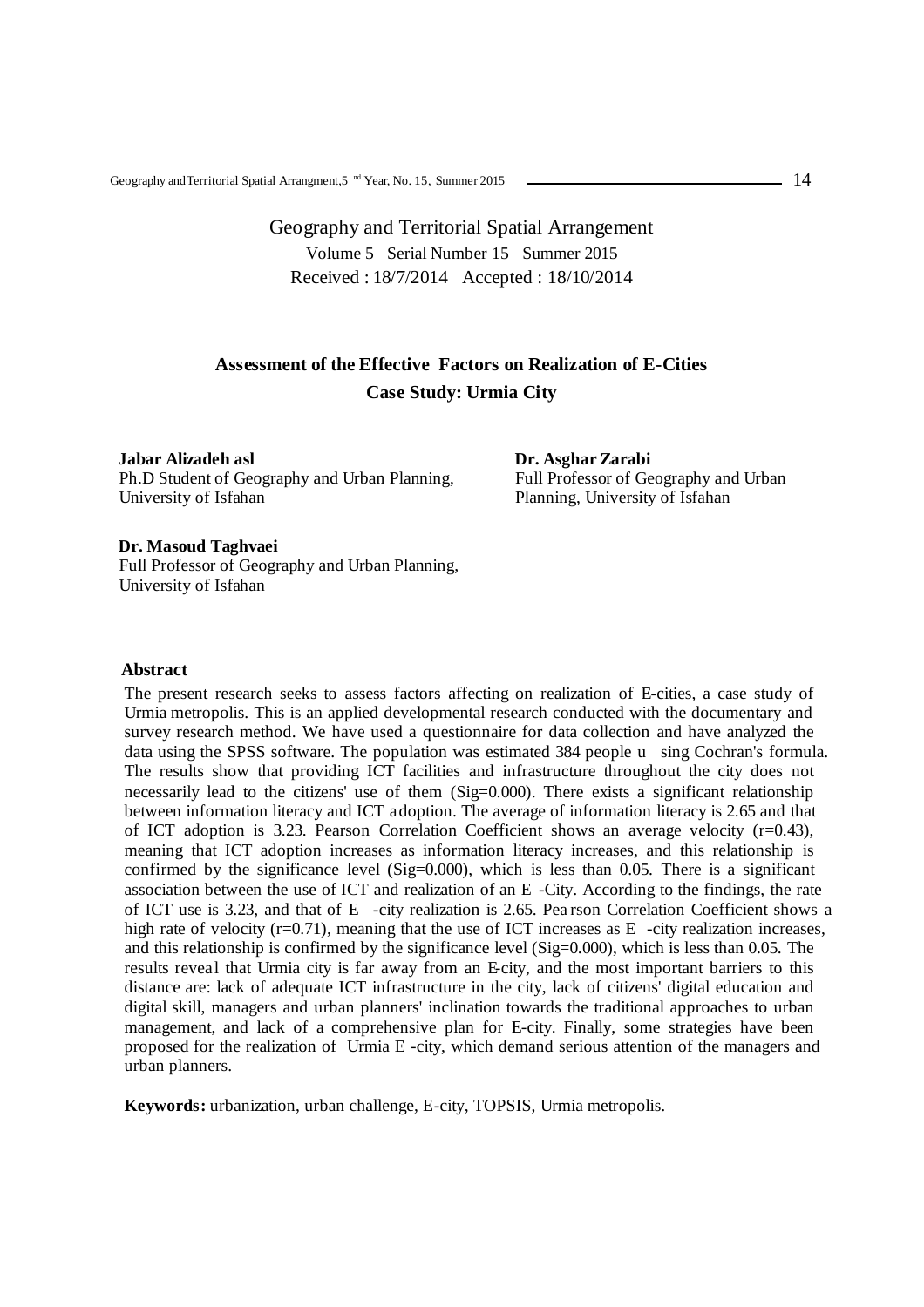Geography and Territorial Spatial Arrangement

Volume 5 Serial Number 15 Summer 2015

Received : 18/7/2014 Accepted : 18/10/2014

# Assessment of the Effective Factors on Realization of E-Cities
## Case Study: Urmia City

**Jabar Alizadeh asl**
Ph.D Student of Geography and Urban Planning, University of Isfahan

**Dr. Asghar Zarabi**
Full Professor of Geography and Urban Planning, University of Isfahan

**Dr. Masoud Taghvaei**
Full Professor of Geography and Urban Planning, University of Isfahan

### Abstract

The present research seeks to assess factors affecting on realization of E-cities, a case study of Urmia metropolis. This is an applied developmental research conducted with the documentary and survey research method. We have used a questionnaire for data collection and have analyzed the data using the SPSS software. The population was estimated 384 people using Cochran's formula. The results show that providing ICT facilities and infrastructure throughout the city does not necessarily lead to the citizens' use of them (Sig=0.000). There exists a significant relationship between information literacy and ICT adoption. The average of information literacy is 2.65 and that of ICT adoption is 3.23. Pearson Correlation Coefficient shows an average velocity (r=0.43), meaning that ICT adoption increases as information literacy increases, and this relationship is confirmed by the significance level (Sig=0.000), which is less than 0.05. There is a significant association between the use of ICT and realization of an E-City. According to the findings, the rate of ICT use is 3.23, and that of E-city realization is 2.65. Pearson Correlation Coefficient shows a high rate of velocity (r=0.71), meaning that the use of ICT increases as E-city realization increases, and this relationship is confirmed by the significance level (Sig=0.000), which is less than 0.05. The results reveal that Urmia city is far away from an E-city, and the most important barriers to this distance are: lack of adequate ICT infrastructure in the city, lack of citizens' digital education and digital skill, managers and urban planners' inclination towards the traditional approaches to urban management, and lack of a comprehensive plan for E-city. Finally, some strategies have been proposed for the realization of Urmia E-city, which demand serious attention of the managers and urban planners.

**Keywords:** urbanization, urban challenge, E-city, TOPSIS, Urmia metropolis.